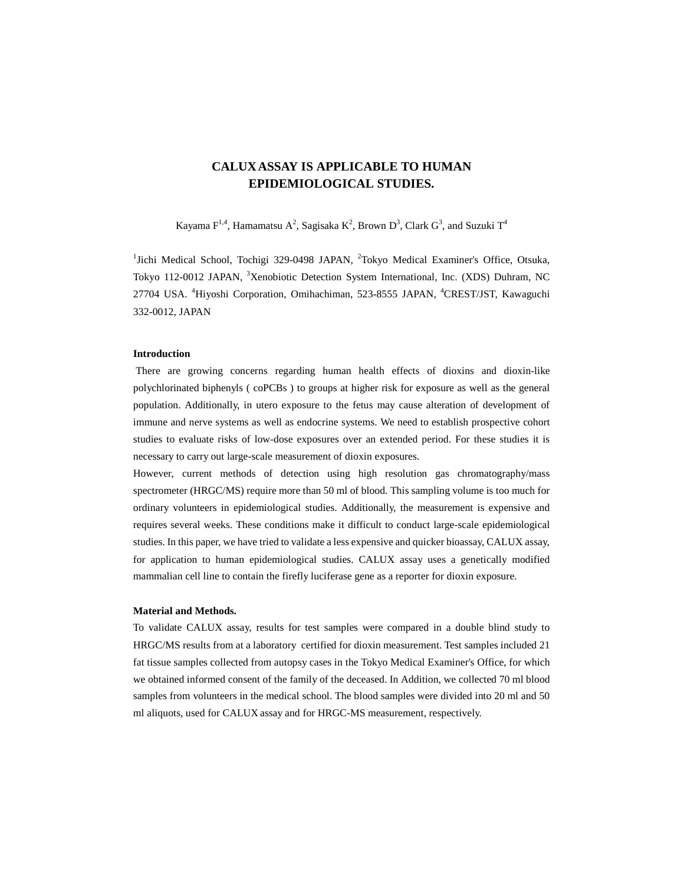# CALUX ASSAY IS APPLICABLE TO HUMAN EPIDEMIOLOGICAL STUDIES.

Kayama F[1,4], Hamamatsu A[2], Sagisaka K[2], Brown D[3], Clark G[3], and Suzuki T[4]

[1]Jichi Medical School, Tochigi 329-0498 JAPAN, [2]Tokyo Medical Examiner's Office, Otsuka, Tokyo 112-0012 JAPAN, [3]Xenobiotic Detection System International, Inc. (XDS) Duhram, NC 27704 USA. [4]Hiyoshi Corporation, Omihachiman, 523-8555 JAPAN, [4]CREST/JST, Kawaguchi 332-0012, JAPAN

## Introduction

There are growing concerns regarding human health effects of dioxins and dioxin-like polychlorinated biphenyls ( coPCBs ) to groups at higher risk for exposure as well as the general population. Additionally, in utero exposure to the fetus may cause alteration of development of immune and nerve systems as well as endocrine systems. We need to establish prospective cohort studies to evaluate risks of low-dose exposures over an extended period. For these studies it is necessary to carry out large-scale measurement of dioxin exposures.

However, current methods of detection using high resolution gas chromatography/mass spectrometer (HRGC/MS) require more than 50 ml of blood. This sampling volume is too much for ordinary volunteers in epidemiological studies. Additionally, the measurement is expensive and requires several weeks. These conditions make it difficult to conduct large-scale epidemiological studies. In this paper, we have tried to validate a less expensive and quicker bioassay, CALUX assay, for application to human epidemiological studies. CALUX assay uses a genetically modified mammalian cell line to contain the firefly luciferase gene as a reporter for dioxin exposure.

## Material and Methods.

To validate CALUX assay, results for test samples were compared in a double blind study to HRGC/MS results from at a laboratory certified for dioxin measurement. Test samples included 21 fat tissue samples collected from autopsy cases in the Tokyo Medical Examiner's Office, for which we obtained informed consent of the family of the deceased. In Addition, we collected 70 ml blood samples from volunteers in the medical school. The blood samples were divided into 20 ml and 50 ml aliquots, used for CALUX assay and for HRGC-MS measurement, respectively.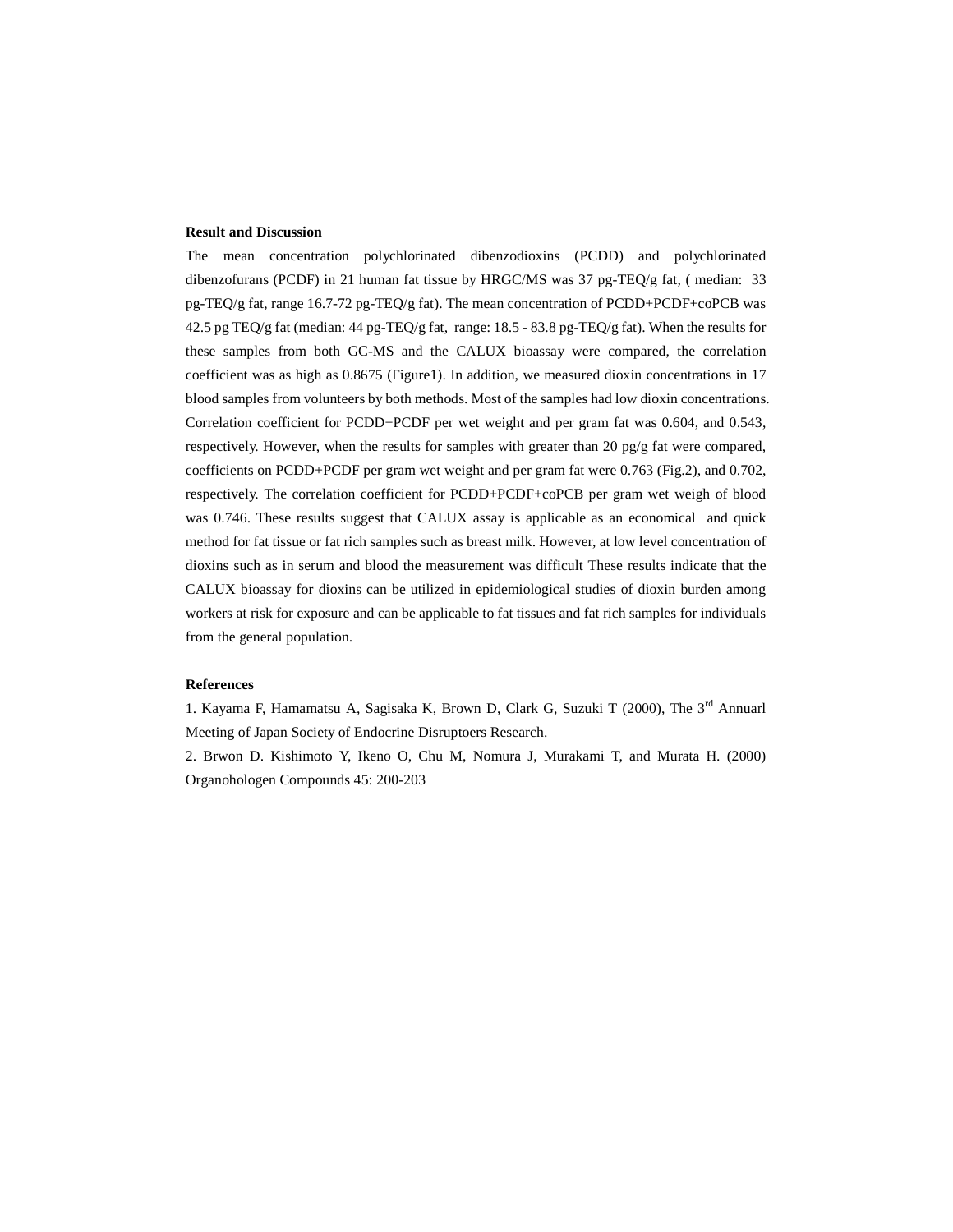**Result and Discussion**

The mean concentration polychlorinated dibenzodioxins (PCDD) and polychlorinated dibenzofurans (PCDF) in 21 human fat tissue by HRGC/MS was 37 pg-TEQ/g fat, ( median: 33 pg-TEQ/g fat, range 16.7-72 pg-TEQ/g fat). The mean concentration of PCDD+PCDF+coPCB was 42.5 pg TEQ/g fat (median: 44 pg-TEQ/g fat, range: 18.5 - 83.8 pg-TEQ/g fat). When the results for these samples from both GC-MS and the CALUX bioassay were compared, the correlation coefficient was as high as 0.8675 (Figure1). In addition, we measured dioxin concentrations in 17 blood samples from volunteers by both methods. Most of the samples had low dioxin concentrations. Correlation coefficient for PCDD+PCDF per wet weight and per gram fat was 0.604, and 0.543, respectively. However, when the results for samples with greater than 20 pg/g fat were compared, coefficients on PCDD+PCDF per gram wet weight and per gram fat were 0.763 (Fig.2), and 0.702, respectively. The correlation coefficient for PCDD+PCDF+coPCB per gram wet weigh of blood was 0.746. These results suggest that CALUX assay is applicable as an economical and quick method for fat tissue or fat rich samples such as breast milk. However, at low level concentration of dioxins such as in serum and blood the measurement was difficult These results indicate that the CALUX bioassay for dioxins can be utilized in epidemiological studies of dioxin burden among workers at risk for exposure and can be applicable to fat tissues and fat rich samples for individuals from the general population.

**References**

1. Kayama F, Hamamatsu A, Sagisaka K, Brown D, Clark G, Suzuki T (2000), The 3rd Annuarl Meeting of Japan Society of Endocrine Disruptoers Research.

2. Brwon D. Kishimoto Y, Ikeno O, Chu M, Nomura J, Murakami T, and Murata H. (2000) Organohologen Compounds 45: 200-203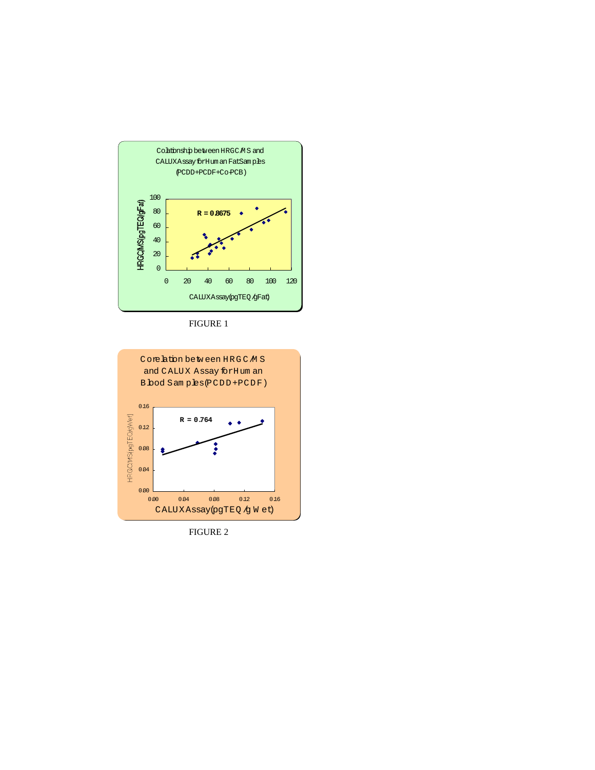Colationship between HRGC/MS and CALUX Assay for Human Fat Samples (PCDD+PCDF+Co-PCB)

R = 0.8675

HRGC/MS(pgTEQ/gFat)

100
80
60
40
20
0

0 20 40 60 80 100 120

CALUX Assay(pgTEQ/gFat)

FIGURE 1

Corelation between HRGC/MS and CALUX Assay for Human Blood Samples(PCDD+PCDF)

R = 0.764

HRGC/MS(pgTEQ/gWet)

0.16
0.12
0.08
0.04
0.00

0.00 0.04 0.08 0.12 0.16

CALUX Assay(pgTEQ/g Wet)

FIGURE 2